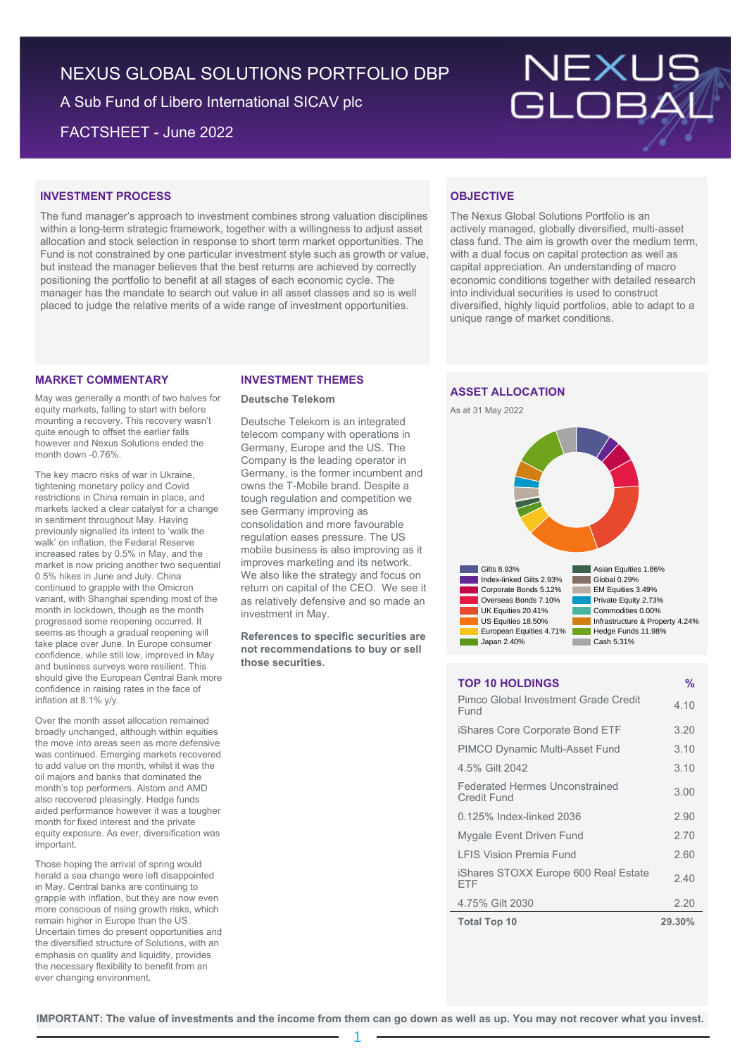# NEXUS GLOBAL SOLUTIONS PORTFOLIO DBP

A Sub Fund of Libero International SICAV plc

FACTSHEET - June 2022

NEXUS GLOBAL

## INVESTMENT PROCESS

The fund manager's approach to investment combines strong valuation disciplines within a long-term strategic framework, together with a willingness to adjust asset allocation and stock selection in response to short term market opportunities. The Fund is not constrained by one particular investment style such as growth or value, but instead the manager believes that the best returns are achieved by correctly positioning the portfolio to benefit at all stages of each economic cycle. The manager has the mandate to search out value in all asset classes and so is well placed to judge the relative merits of a wide range of investment opportunities.

## OBJECTIVE

The Nexus Global Solutions Portfolio is an actively managed, globally diversified, multi-asset class fund. The aim is growth over the medium term, with a dual focus on capital protection as well as capital appreciation. An understanding of macro economic conditions together with detailed research into individual securities is used to construct diversified, highly liquid portfolios, able to adapt to a unique range of market conditions.

## MARKET COMMENTARY

May was generally a month of two halves for equity markets, falling to start with before mounting a recovery. This recovery wasn't quite enough to offset the earlier falls however and Nexus Solutions ended the month down -0.76%.

The key macro risks of war in Ukraine, tightening monetary policy and Covid restrictions in China remain in place, and markets lacked a clear catalyst for a change in sentiment throughout May. Having previously signalled its intent to 'walk the walk' on inflation, the Federal Reserve increased rates by 0.5% in May, and the market is now pricing another two sequential 0.5% hikes in June and July. China continued to grapple with the Omicron variant, with Shanghai spending most of the month in lockdown, though as the month progressed some reopening occurred. It seems as though a gradual reopening will take place over June. In Europe consumer confidence, while still low, improved in May and business surveys were resilient. This should give the European Central Bank more confidence in raising rates in the face of inflation at 8.1% y/y.

Over the month asset allocation remained broadly unchanged, although within equities the move into areas seen as more defensive was continued. Emerging markets recovered to add value on the month, whilst it was the oil majors and banks that dominated the month's top performers. Alstom and AMD also recovered pleasingly. Hedge funds aided performance however it was a tougher month for fixed interest and the private equity exposure. As ever, diversification was important.

Those hoping the arrival of spring would herald a sea change were left disappointed in May. Central banks are continuing to grapple with inflation, but they are now even more conscious of rising growth risks, which remain higher in Europe than the US. Uncertain times do present opportunities and the diversified structure of Solutions, with an emphasis on quality and liquidity, provides the necessary flexibility to benefit from an ever changing environment.

## INVESTMENT THEMES

### Deutsche Telekom

Deutsche Telekom is an integrated telecom company with operations in Germany, Europe and the US. The Company is the leading operator in Germany, is the former incumbent and owns the T-Mobile brand. Despite a tough regulation and competition we see Germany improving as consolidation and more favourable regulation eases pressure. The US mobile business is also improving as it improves marketing and its network. We also like the strategy and focus on return on capital of the CEO. We see it as relatively defensive and so made an investment in May.

**References to specific securities are not recommendations to buy or sell those securities.**

## ASSET ALLOCATION

As at 31 May 2022

| Asset | % | Asset | % |
|---|---|---|---|
| Gilts | 8.93% | Asian Equities | 1.86% |
| Index-linked Gilts | 2.93% | Global | 0.29% |
| Corporate Bonds | 5.12% | EM Equities | 3.49% |
| Overseas Bonds | 7.10% | Private Equity | 2.73% |
| UK Equities | 20.41% | Commodities | 0.00% |
| US Equities | 18.50% | Infrastructure & Property | 4.24% |
| European Equities | 4.71% | Hedge Funds | 11.98% |
| Japan | 2.40% | Cash | 5.31% |

## TOP 10 HOLDINGS

| TOP 10 HOLDINGS | % |
|---|---|
| Pimco Global Investment Grade Credit Fund | 4.10 |
| iShares Core Corporate Bond ETF | 3.20 |
| PIMCO Dynamic Multi-Asset Fund | 3.10 |
| 4.5% Gilt 2042 | 3.10 |
| Federated Hermes Unconstrained Credit Fund | 3.00 |
| 0.125% Index-linked 2036 | 2.90 |
| Mygale Event Driven Fund | 2.70 |
| LFIS Vision Premia Fund | 2.60 |
| iShares STOXX Europe 600 Real Estate ETF | 2.40 |
| 4.75% Gilt 2030 | 2.20 |
| **Total Top 10** | **29.30%** |

**IMPORTANT: The value of investments and the income from them can go down as well as up. You may not recover what you invest.**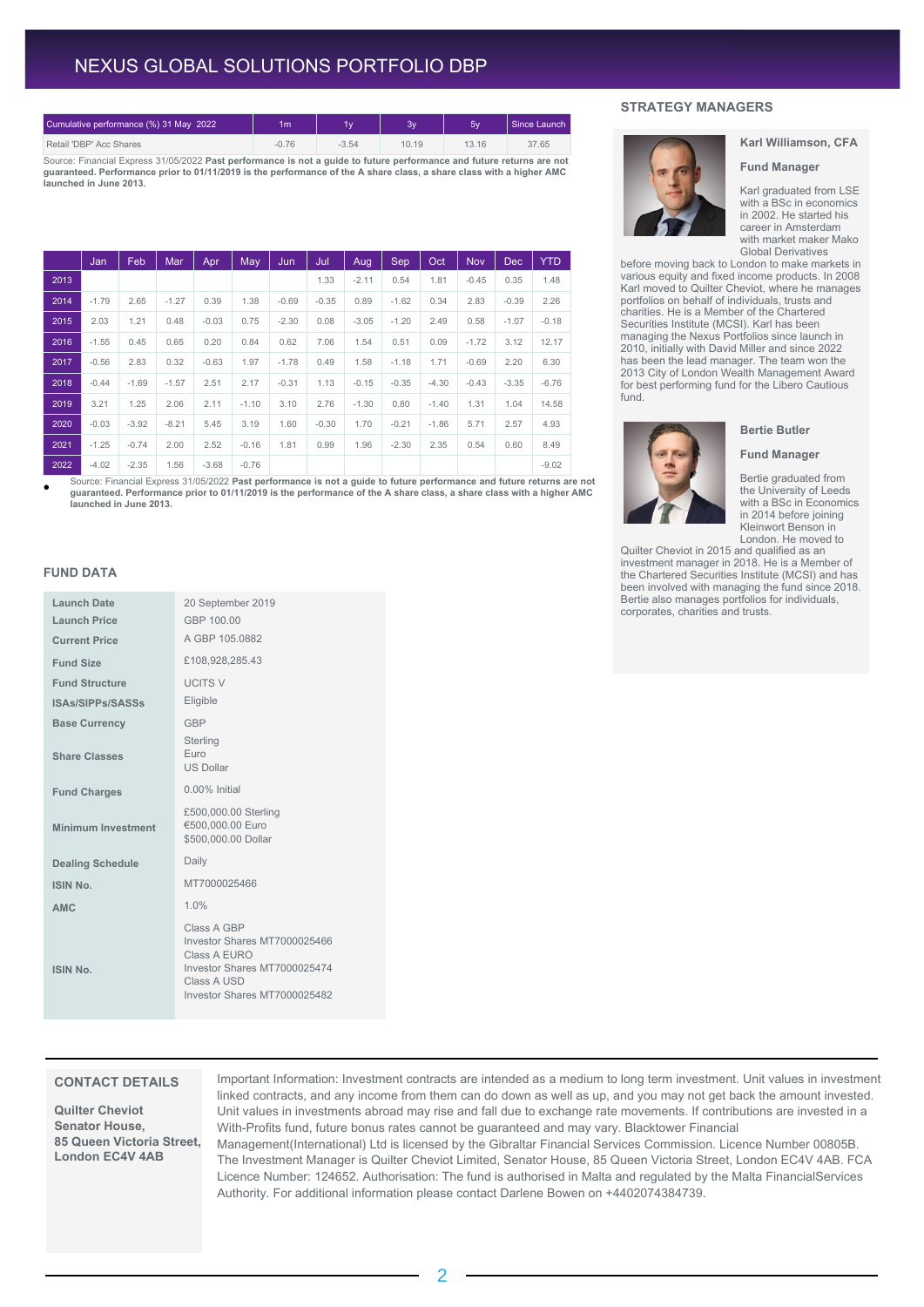# NEXUS GLOBAL SOLUTIONS PORTFOLIO DBP

| Cumulative performance (%) 31 May 2022 | 1m | 1y | 3y | 5y | Since Launch |
|---|---|---|---|---|---|
| Retail 'DBP' Acc Shares | -0.76 | -3.54 | 10.19 | 13.16 | 37.65 |

Source: Financial Express 31/05/2022 **Past performance is not a guide to future performance and future returns are not guaranteed. Performance prior to 01/11/2019 is the performance of the A share class, a share class with a higher AMC launched in June 2013.**

| | Jan | Feb | Mar | Apr | May | Jun | Jul | Aug | Sep | Oct | Nov | Dec | YTD |
|---|---|---|---|---|---|---|---|---|---|---|---|---|---|
| 2013 | | | | | | | 1.33 | -2.11 | 0.54 | 1.81 | -0.45 | 0.35 | 1.48 |
| 2014 | -1.79 | 2.65 | -1.27 | 0.39 | 1.38 | -0.69 | -0.35 | 0.89 | -1.62 | 0.34 | 2.83 | -0.39 | 2.26 |
| 2015 | 2.03 | 1.21 | 0.48 | -0.03 | 0.75 | -2.30 | 0.08 | -3.05 | -1.20 | 2.49 | 0.58 | -1.07 | -0.18 |
| 2016 | -1.55 | 0.45 | 0.65 | 0.20 | 0.84 | 0.62 | 7.06 | 1.54 | 0.51 | 0.09 | -1.72 | 3.12 | 12.17 |
| 2017 | -0.56 | 2.83 | 0.32 | -0.63 | 1.97 | -1.78 | 0.49 | 1.58 | -1.18 | 1.71 | -0.69 | 2.20 | 6.30 |
| 2018 | -0.44 | -1.69 | -1.57 | 2.51 | 2.17 | -0.31 | 1.13 | -0.15 | -0.35 | -4.30 | -0.43 | -3.35 | -6.76 |
| 2019 | 3.21 | 1.25 | 2.06 | 2.11 | -1.10 | 3.10 | 2.76 | -1.30 | 0.80 | -1.40 | 1.31 | 1.04 | 14.58 |
| 2020 | -0.03 | -3.92 | -8.21 | 5.45 | 3.19 | 1.60 | -0.30 | 1.70 | -0.21 | -1.86 | 5.71 | 2.57 | 4.93 |
| 2021 | -1.25 | -0.74 | 2.00 | 2.52 | -0.16 | 1.81 | 0.99 | 1.96 | -2.30 | 2.35 | 0.54 | 0.60 | 8.49 |
| 2022 | -4.02 | -2.35 | 1.56 | -3.68 | -0.76 | | | | | | | | -9.02 |

- Source: Financial Express 31/05/2022 **Past performance is not a guide to future performance and future returns are not guaranteed. Performance prior to 01/11/2019 is the performance of the A share class, a share class with a higher AMC launched in June 2013.**

## FUND DATA

| | |
|---|---|
| **Launch Date** | 20 September 2019 |
| **Launch Price** | GBP 100.00 |
| **Current Price** | A GBP 105.0882 |
| **Fund Size** | £108,928,285.43 |
| **Fund Structure** | UCITS V |
| **ISAs/SIPPs/SASSs** | Eligible |
| **Base Currency** | GBP |
| **Share Classes** | Sterling<br>Euro<br>US Dollar |
| **Fund Charges** | 0.00% Initial |
| **Minimum Investment** | £500,000.00 Sterling<br>€500,000.00 Euro<br>$500,000.00 Dollar |
| **Dealing Schedule** | Daily |
| **ISIN No.** | MT7000025466 |
| **AMC** | 1.0% |
| **ISIN No.** | Class A GBP<br>Investor Shares MT7000025466<br>Class A EURO<br>Investor Shares MT7000025474<br>Class A USD<br>Investor Shares MT7000025482 |

## STRATEGY MANAGERS

**Karl Williamson, CFA**

**Fund Manager**

Karl graduated from LSE with a BSc in economics in 2002. He started his career in Amsterdam with market maker Mako Global Derivatives before moving back to London to make markets in various equity and fixed income products. In 2008 Karl moved to Quilter Cheviot, where he manages portfolios on behalf of individuals, trusts and charities. He is a Member of the Chartered Securities Institute (MCSI). Karl has been managing the Nexus Portfolios since launch in 2010, initially with David Miller and since 2022 has been the lead manager. The team won the 2013 City of London Wealth Management Award for best performing fund for the Libero Cautious fund.

**Bertie Butler**

**Fund Manager**

Bertie graduated from the University of Leeds with a BSc in Economics in 2014 before joining Kleinwort Benson in London. He moved to Quilter Cheviot in 2015 and qualified as an investment manager in 2018. He is a Member of the Chartered Securities Institute (MCSI) and has been involved with managing the fund since 2018. Bertie also manages portfolios for individuals, corporates, charities and trusts.

## CONTACT DETAILS

**Quilter Cheviot**
**Senator House,**
**85 Queen Victoria Street,**
**London EC4V 4AB**

Important Information: Investment contracts are intended as a medium to long term investment. Unit values in investment linked contracts, and any income from them can do down as well as up, and you may not get back the amount invested. Unit values in investments abroad may rise and fall due to exchange rate movements. If contributions are invested in a With-Profits fund, future bonus rates cannot be guaranteed and may vary. Blacktower Financial Management(International) Ltd is licensed by the Gibraltar Financial Services Commission. Licence Number 00805B. The Investment Manager is Quilter Cheviot Limited, Senator House, 85 Queen Victoria Street, London EC4V 4AB. FCA Licence Number: 124652. Authorisation: The fund is authorised in Malta and regulated by the Malta FinancialServices Authority. For additional information please contact Darlene Bowen on +4402074384739.